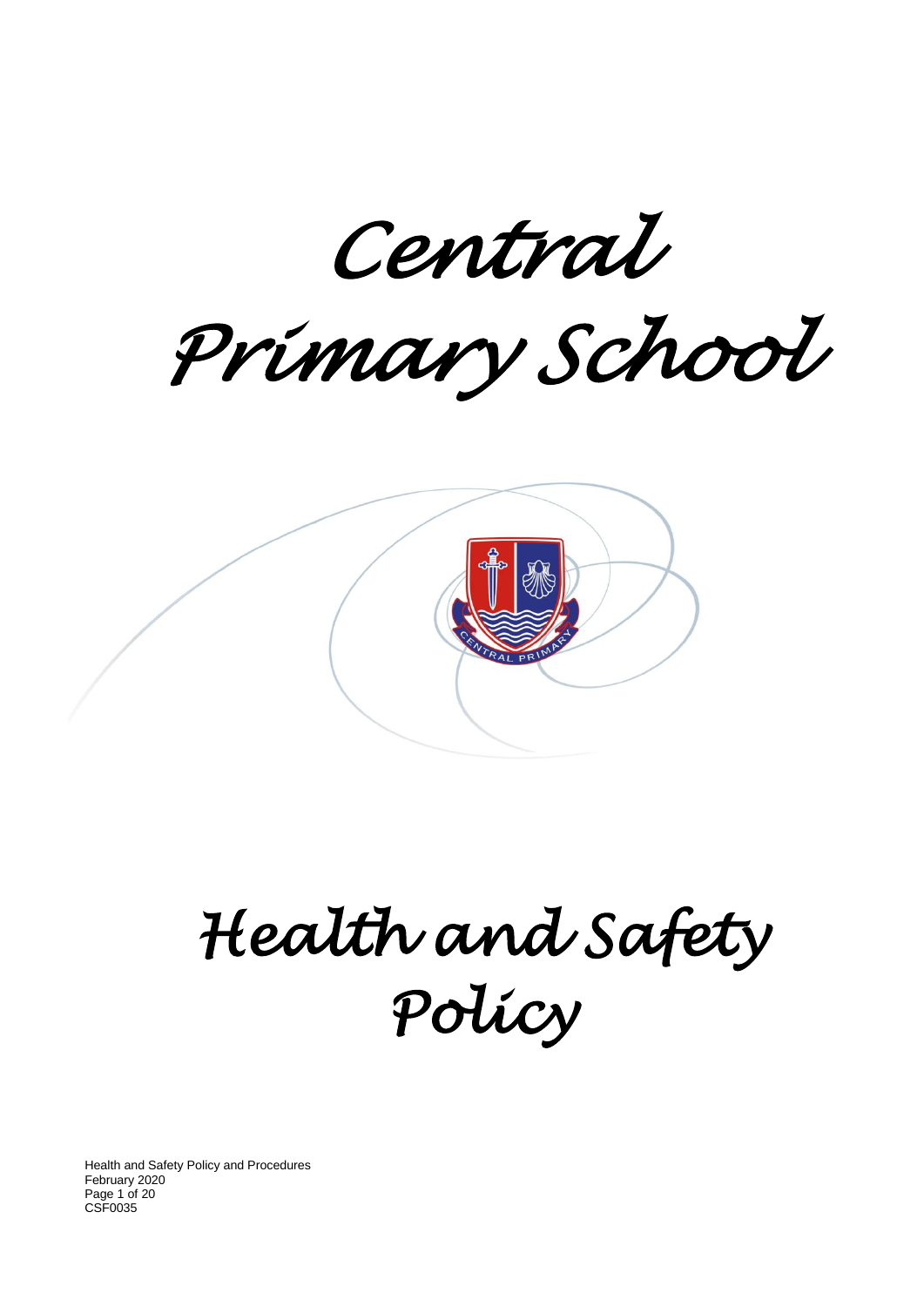# Central Primary School

# Health and Safety Policy

Health and Safety Policy and Procedures
February 2020
CSF0035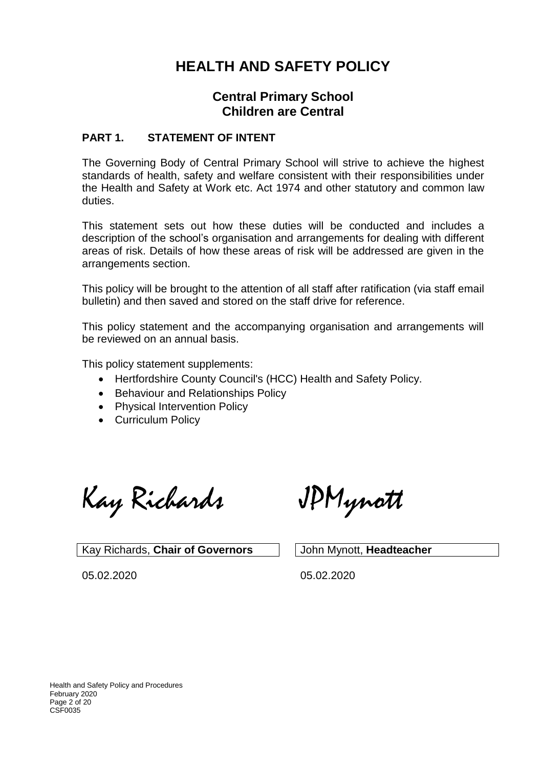# HEALTH AND SAFETY POLICY

## Central Primary School
## Children are Central

### PART 1. STATEMENT OF INTENT

The Governing Body of Central Primary School will strive to achieve the highest standards of health, safety and welfare consistent with their responsibilities under the Health and Safety at Work etc. Act 1974 and other statutory and common law duties.

This statement sets out how these duties will be conducted and includes a description of the school's organisation and arrangements for dealing with different areas of risk. Details of how these areas of risk will be addressed are given in the arrangements section.

This policy will be brought to the attention of all staff after ratification (via staff email bulletin) and then saved and stored on the staff drive for reference.

This policy statement and the accompanying organisation and arrangements will be reviewed on an annual basis.

This policy statement supplements:

- Hertfordshire County Council's (HCC) Health and Safety Policy.
- Behaviour and Relationships Policy
- Physical Intervention Policy
- Curriculum Policy

*Kay Richards* *JPMynott*

| Kay Richards, **Chair of Governors** | John Mynott, **Headteacher** |
| --- | --- |
| 05.02.2020 | 05.02.2020 |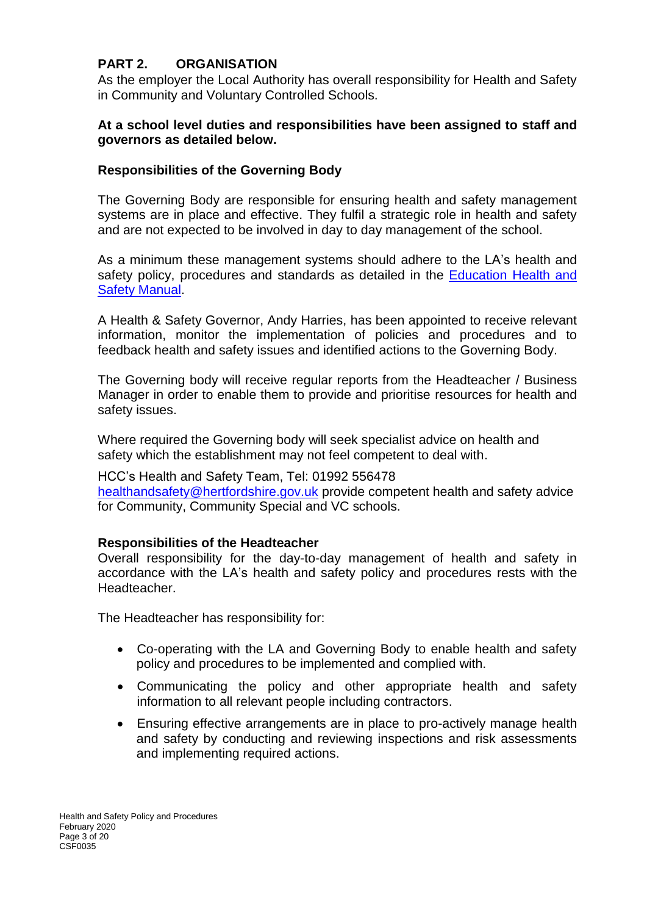## PART 2. ORGANISATION

As the employer the Local Authority has overall responsibility for Health and Safety in Community and Voluntary Controlled Schools.

**At a school level duties and responsibilities have been assigned to staff and governors as detailed below.**

### Responsibilities of the Governing Body

The Governing Body are responsible for ensuring health and safety management systems are in place and effective. They fulfil a strategic role in health and safety and are not expected to be involved in day to day management of the school.

As a minimum these management systems should adhere to the LA's health and safety policy, procedures and standards as detailed in the Education Health and Safety Manual.

A Health & Safety Governor, Andy Harries, has been appointed to receive relevant information, monitor the implementation of policies and procedures and to feedback health and safety issues and identified actions to the Governing Body.

The Governing body will receive regular reports from the Headteacher / Business Manager in order to enable them to provide and prioritise resources for health and safety issues.

Where required the Governing body will seek specialist advice on health and safety which the establishment may not feel competent to deal with.

HCC's Health and Safety Team, Tel: 01992 556478
healthandsafety@hertfordshire.gov.uk provide competent health and safety advice for Community, Community Special and VC schools.

### Responsibilities of the Headteacher

Overall responsibility for the day-to-day management of health and safety in accordance with the LA's health and safety policy and procedures rests with the Headteacher.

The Headteacher has responsibility for:

- Co-operating with the LA and Governing Body to enable health and safety policy and procedures to be implemented and complied with.
- Communicating the policy and other appropriate health and safety information to all relevant people including contractors.
- Ensuring effective arrangements are in place to pro-actively manage health and safety by conducting and reviewing inspections and risk assessments and implementing required actions.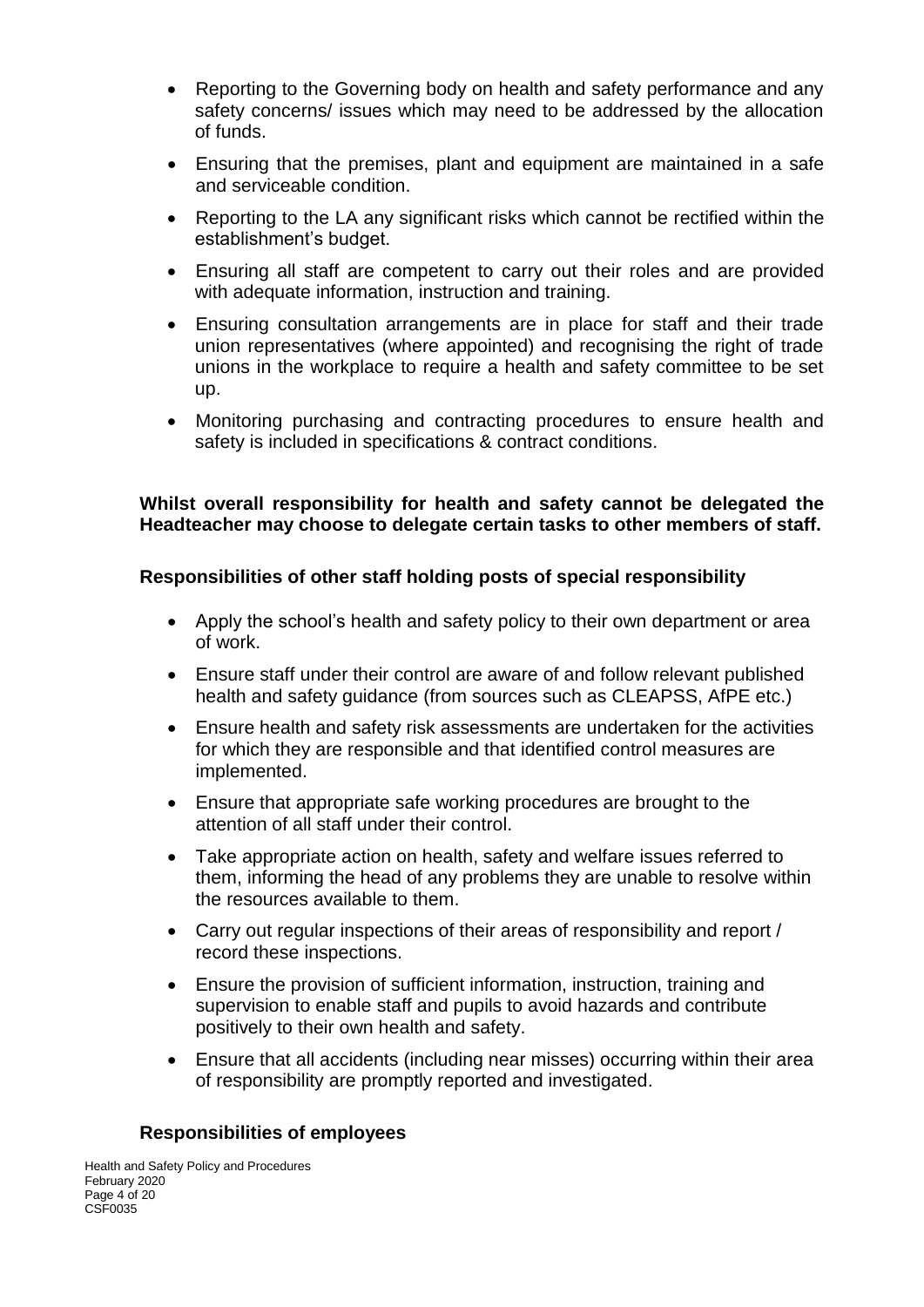- Reporting to the Governing body on health and safety performance and any safety concerns/ issues which may need to be addressed by the allocation of funds.
- Ensuring that the premises, plant and equipment are maintained in a safe and serviceable condition.
- Reporting to the LA any significant risks which cannot be rectified within the establishment's budget.
- Ensuring all staff are competent to carry out their roles and are provided with adequate information, instruction and training.
- Ensuring consultation arrangements are in place for staff and their trade union representatives (where appointed) and recognising the right of trade unions in the workplace to require a health and safety committee to be set up.
- Monitoring purchasing and contracting procedures to ensure health and safety is included in specifications & contract conditions.

**Whilst overall responsibility for health and safety cannot be delegated the Headteacher may choose to delegate certain tasks to other members of staff.**

**Responsibilities of other staff holding posts of special responsibility**

- Apply the school's health and safety policy to their own department or area of work.
- Ensure staff under their control are aware of and follow relevant published health and safety guidance (from sources such as CLEAPSS, AfPE etc.)
- Ensure health and safety risk assessments are undertaken for the activities for which they are responsible and that identified control measures are implemented.
- Ensure that appropriate safe working procedures are brought to the attention of all staff under their control.
- Take appropriate action on health, safety and welfare issues referred to them, informing the head of any problems they are unable to resolve within the resources available to them.
- Carry out regular inspections of their areas of responsibility and report / record these inspections.
- Ensure the provision of sufficient information, instruction, training and supervision to enable staff and pupils to avoid hazards and contribute positively to their own health and safety.
- Ensure that all accidents (including near misses) occurring within their area of responsibility are promptly reported and investigated.

**Responsibilities of employees**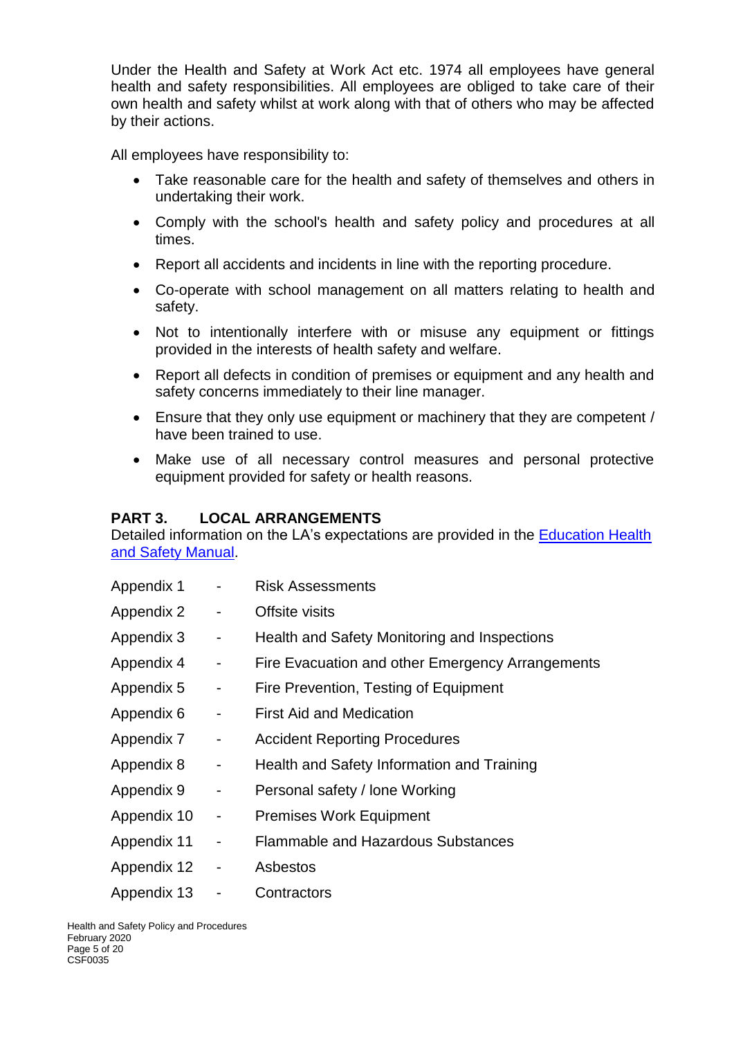Under the Health and Safety at Work Act etc. 1974 all employees have general health and safety responsibilities. All employees are obliged to take care of their own health and safety whilst at work along with that of others who may be affected by their actions.

All employees have responsibility to:

- Take reasonable care for the health and safety of themselves and others in undertaking their work.
- Comply with the school's health and safety policy and procedures at all times.
- Report all accidents and incidents in line with the reporting procedure.
- Co-operate with school management on all matters relating to health and safety.
- Not to intentionally interfere with or misuse any equipment or fittings provided in the interests of health safety and welfare.
- Report all defects in condition of premises or equipment and any health and safety concerns immediately to their line manager.
- Ensure that they only use equipment or machinery that they are competent / have been trained to use.
- Make use of all necessary control measures and personal protective equipment provided for safety or health reasons.

## PART 3. LOCAL ARRANGEMENTS

Detailed information on the LA's expectations are provided in the Education Health and Safety Manual.

Appendix 1 - Risk Assessments
Appendix 2 - Offsite visits
Appendix 3 - Health and Safety Monitoring and Inspections
Appendix 4 - Fire Evacuation and other Emergency Arrangements
Appendix 5 - Fire Prevention, Testing of Equipment
Appendix 6 - First Aid and Medication
Appendix 7 - Accident Reporting Procedures
Appendix 8 - Health and Safety Information and Training
Appendix 9 - Personal safety / lone Working
Appendix 10 - Premises Work Equipment
Appendix 11 - Flammable and Hazardous Substances
Appendix 12 - Asbestos
Appendix 13 - Contractors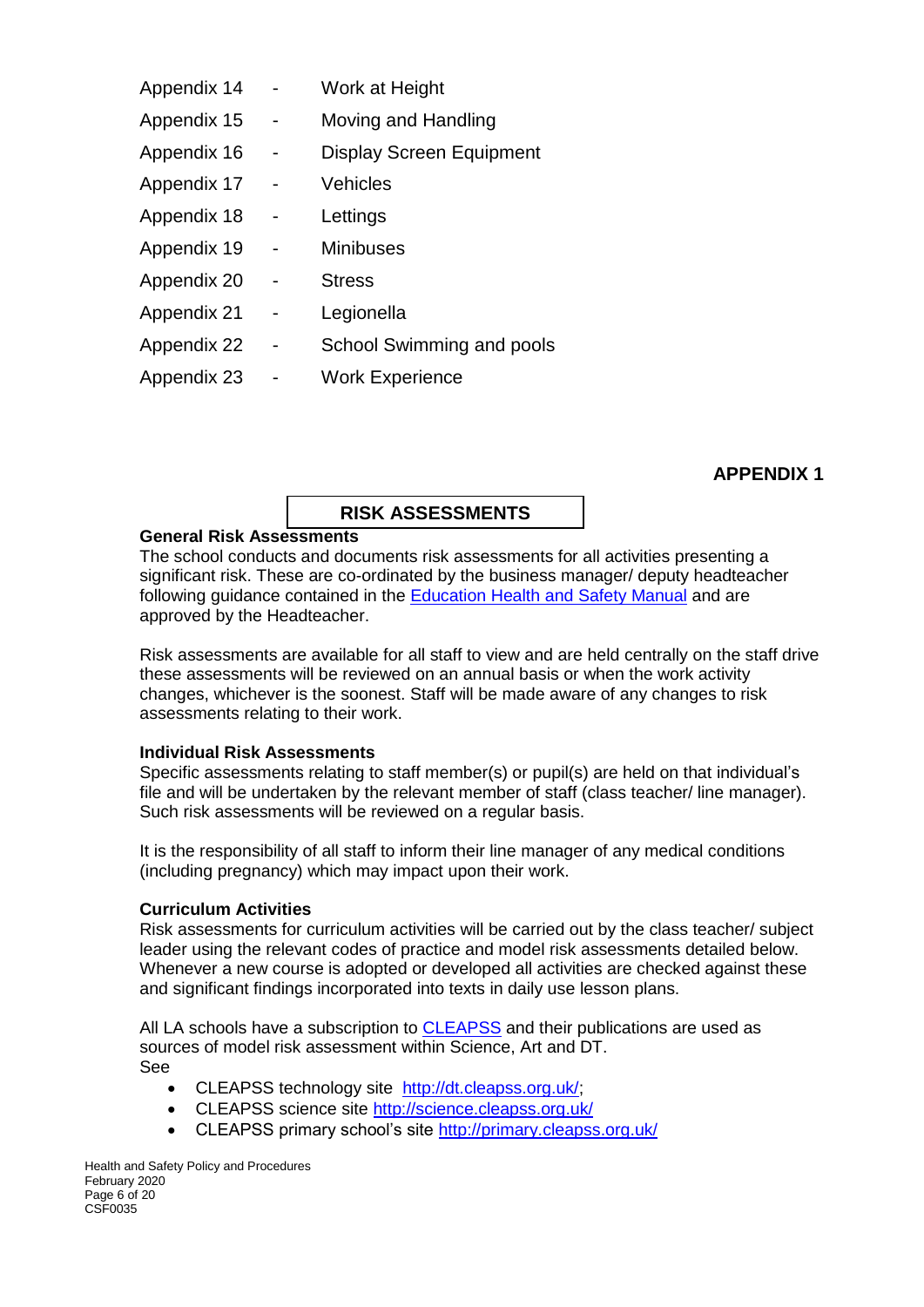Appendix 14 - Work at Height

Appendix 15 - Moving and Handling

Appendix 16 - Display Screen Equipment

Appendix 17 - Vehicles

Appendix 18 - Lettings

Appendix 19 - Minibuses

Appendix 20 - Stress

Appendix 21 - Legionella

Appendix 22 - School Swimming and pools

Appendix 23 - Work Experience

**APPENDIX 1**

## RISK ASSESSMENTS

**General Risk Assessments**

The school conducts and documents risk assessments for all activities presenting a significant risk. These are co-ordinated by the business manager/ deputy headteacher following guidance contained in the Education Health and Safety Manual and are approved by the Headteacher.

Risk assessments are available for all staff to view and are held centrally on the staff drive these assessments will be reviewed on an annual basis or when the work activity changes, whichever is the soonest. Staff will be made aware of any changes to risk assessments relating to their work.

**Individual Risk Assessments**

Specific assessments relating to staff member(s) or pupil(s) are held on that individual's file and will be undertaken by the relevant member of staff (class teacher/ line manager). Such risk assessments will be reviewed on a regular basis.

It is the responsibility of all staff to inform their line manager of any medical conditions (including pregnancy) which may impact upon their work.

**Curriculum Activities**

Risk assessments for curriculum activities will be carried out by the class teacher/ subject leader using the relevant codes of practice and model risk assessments detailed below. Whenever a new course is adopted or developed all activities are checked against these and significant findings incorporated into texts in daily use lesson plans.

All LA schools have a subscription to CLEAPSS and their publications are used as sources of model risk assessment within Science, Art and DT.
See

- CLEAPSS technology site http://dt.cleapss.org.uk/;
- CLEAPSS science site http://science.cleapss.org.uk/
- CLEAPSS primary school's site http://primary.cleapss.org.uk/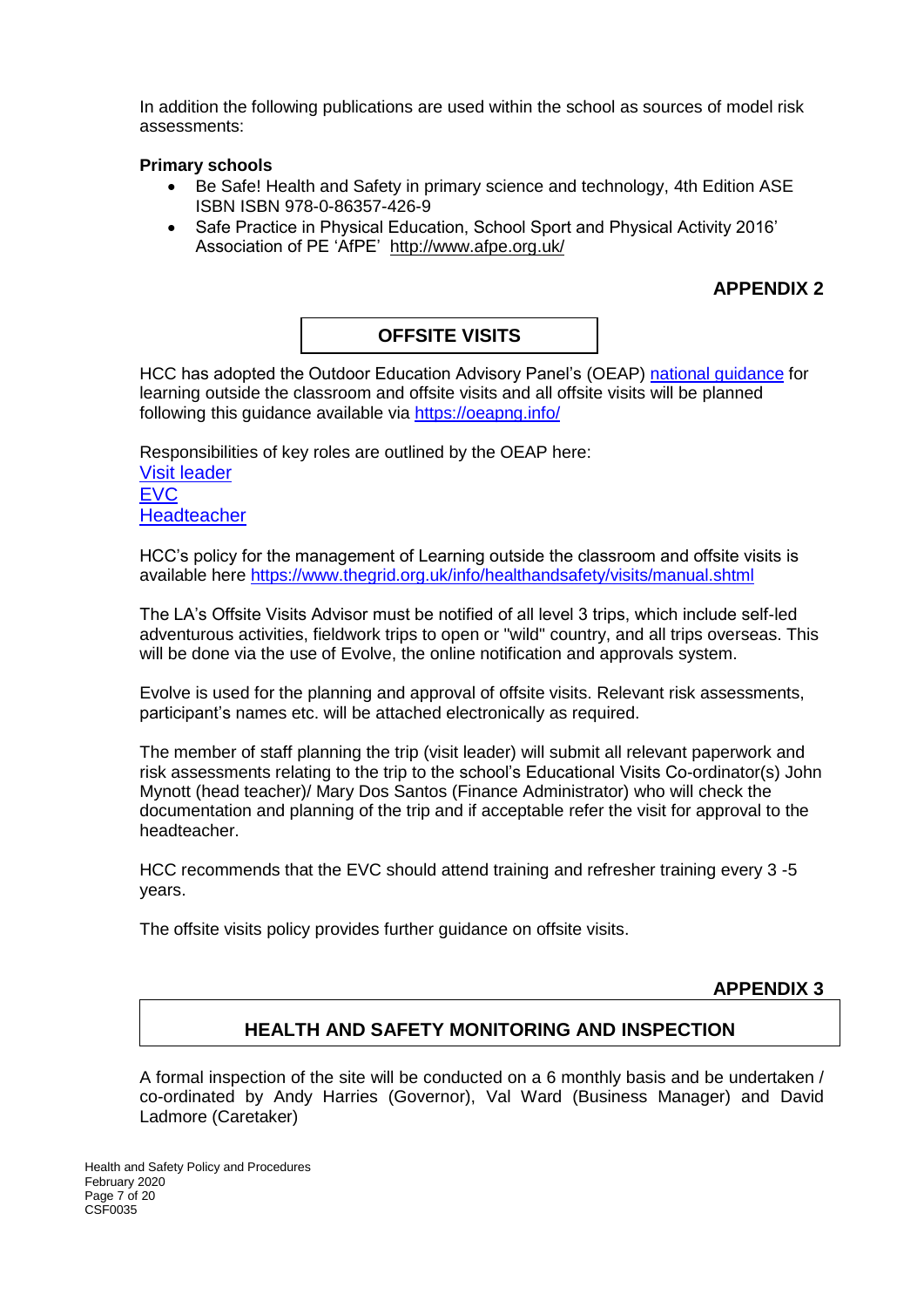In addition the following publications are used within the school as sources of model risk assessments:

**Primary schools**

- Be Safe! Health and Safety in primary science and technology, 4th Edition ASE ISBN ISBN 978-0-86357-426-9
- Safe Practice in Physical Education, School Sport and Physical Activity 2016' Association of PE 'AfPE' http://www.afpe.org.uk/

**APPENDIX 2**

## OFFSITE VISITS

HCC has adopted the Outdoor Education Advisory Panel's (OEAP) national guidance for learning outside the classroom and offsite visits and all offsite visits will be planned following this guidance available via https://oeapng.info/

Responsibilities of key roles are outlined by the OEAP here:
Visit leader
EVC
Headteacher

HCC's policy for the management of Learning outside the classroom and offsite visits is available here https://www.thegrid.org.uk/info/healthandsafety/visits/manual.shtml

The LA's Offsite Visits Advisor must be notified of all level 3 trips, which include self-led adventurous activities, fieldwork trips to open or "wild" country, and all trips overseas. This will be done via the use of Evolve, the online notification and approvals system.

Evolve is used for the planning and approval of offsite visits. Relevant risk assessments, participant's names etc. will be attached electronically as required.

The member of staff planning the trip (visit leader) will submit all relevant paperwork and risk assessments relating to the trip to the school's Educational Visits Co-ordinator(s) John Mynott (head teacher)/ Mary Dos Santos (Finance Administrator) who will check the documentation and planning of the trip and if acceptable refer the visit for approval to the headteacher.

HCC recommends that the EVC should attend training and refresher training every 3 -5 years.

The offsite visits policy provides further guidance on offsite visits.

**APPENDIX 3**

## HEALTH AND SAFETY MONITORING AND INSPECTION

A formal inspection of the site will be conducted on a 6 monthly basis and be undertaken / co-ordinated by Andy Harries (Governor), Val Ward (Business Manager) and David Ladmore (Caretaker)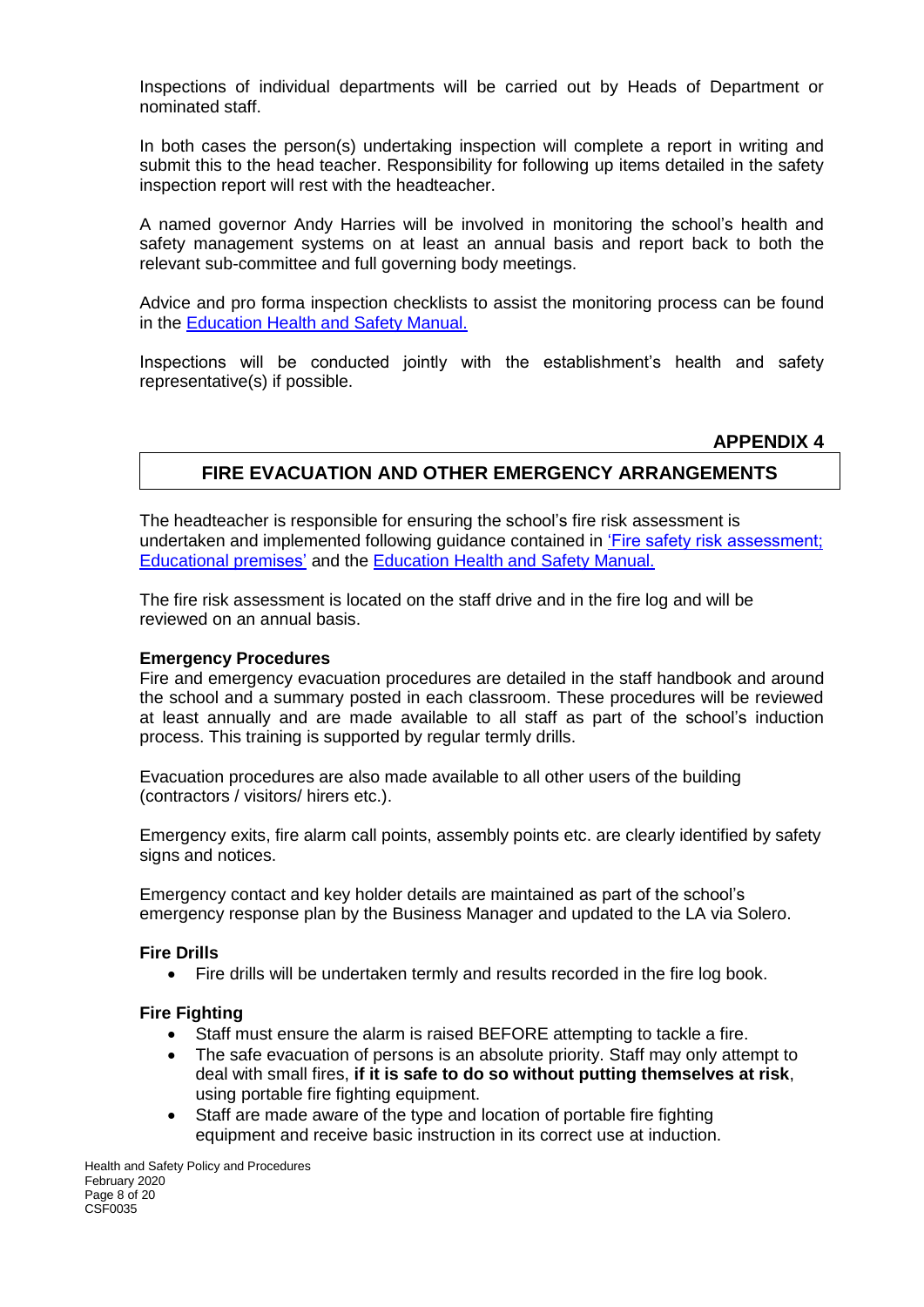Inspections of individual departments will be carried out by Heads of Department or nominated staff.

In both cases the person(s) undertaking inspection will complete a report in writing and submit this to the head teacher. Responsibility for following up items detailed in the safety inspection report will rest with the headteacher.

A named governor Andy Harries will be involved in monitoring the school's health and safety management systems on at least an annual basis and report back to both the relevant sub-committee and full governing body meetings.

Advice and pro forma inspection checklists to assist the monitoring process can be found in the Education Health and Safety Manual.

Inspections will be conducted jointly with the establishment's health and safety representative(s) if possible.

**APPENDIX 4**

## FIRE EVACUATION AND OTHER EMERGENCY ARRANGEMENTS

The headteacher is responsible for ensuring the school's fire risk assessment is undertaken and implemented following guidance contained in 'Fire safety risk assessment; Educational premises' and the Education Health and Safety Manual.

The fire risk assessment is located on the staff drive and in the fire log and will be reviewed on an annual basis.

### Emergency Procedures

Fire and emergency evacuation procedures are detailed in the staff handbook and around the school and a summary posted in each classroom. These procedures will be reviewed at least annually and are made available to all staff as part of the school's induction process. This training is supported by regular termly drills.

Evacuation procedures are also made available to all other users of the building (contractors / visitors/ hirers etc.).

Emergency exits, fire alarm call points, assembly points etc. are clearly identified by safety signs and notices.

Emergency contact and key holder details are maintained as part of the school's emergency response plan by the Business Manager and updated to the LA via Solero.

### Fire Drills

- Fire drills will be undertaken termly and results recorded in the fire log book.

### Fire Fighting

- Staff must ensure the alarm is raised BEFORE attempting to tackle a fire.
- The safe evacuation of persons is an absolute priority. Staff may only attempt to deal with small fires, **if it is safe to do so without putting themselves at risk**, using portable fire fighting equipment.
- Staff are made aware of the type and location of portable fire fighting equipment and receive basic instruction in its correct use at induction.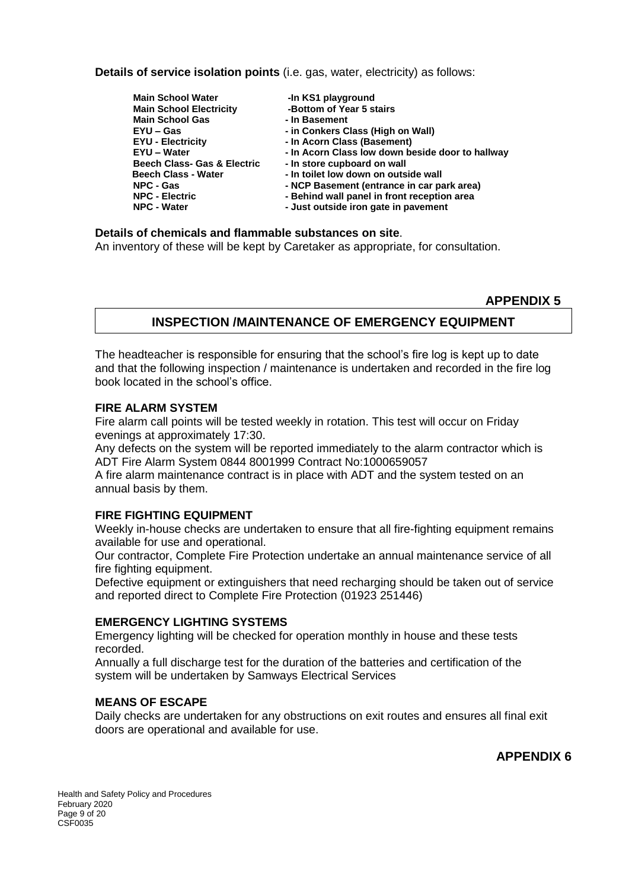**Details of service isolation points** (i.e. gas, water, electricity) as follows:

| | |
|---|---|
| **Main School Water** | **-In KS1 playground** |
| **Main School Electricity** | **-Bottom of Year 5 stairs** |
| **Main School Gas** | **- In Basement** |
| **EYU – Gas** | **- in Conkers Class (High on Wall)** |
| **EYU - Electricity** | **- In Acorn Class (Basement)** |
| **EYU – Water** | **- In Acorn Class low down beside door to hallway** |
| **Beech Class- Gas & Electric** | **- In store cupboard on wall** |
| **Beech Class - Water** | **- In toilet low down on outside wall** |
| **NPC - Gas** | **- NCP Basement (entrance in car park area)** |
| **NPC - Electric** | **- Behind wall panel in front reception area** |
| **NPC - Water** | **- Just outside iron gate in pavement** |

**Details of chemicals and flammable substances on site**.

An inventory of these will be kept by Caretaker as appropriate, for consultation.

**APPENDIX 5**

## INSPECTION /MAINTENANCE OF EMERGENCY EQUIPMENT

The headteacher is responsible for ensuring that the school's fire log is kept up to date and that the following inspection / maintenance is undertaken and recorded in the fire log book located in the school's office.

### FIRE ALARM SYSTEM

Fire alarm call points will be tested weekly in rotation. This test will occur on Friday evenings at approximately 17:30.

Any defects on the system will be reported immediately to the alarm contractor which is ADT Fire Alarm System 0844 8001999 Contract No:1000659057

A fire alarm maintenance contract is in place with ADT and the system tested on an annual basis by them.

### FIRE FIGHTING EQUIPMENT

Weekly in-house checks are undertaken to ensure that all fire-fighting equipment remains available for use and operational.

Our contractor, Complete Fire Protection undertake an annual maintenance service of all fire fighting equipment.

Defective equipment or extinguishers that need recharging should be taken out of service and reported direct to Complete Fire Protection (01923 251446)

### EMERGENCY LIGHTING SYSTEMS

Emergency lighting will be checked for operation monthly in house and these tests recorded.

Annually a full discharge test for the duration of the batteries and certification of the system will be undertaken by Samways Electrical Services

### MEANS OF ESCAPE

Daily checks are undertaken for any obstructions on exit routes and ensures all final exit doors are operational and available for use.

**APPENDIX 6**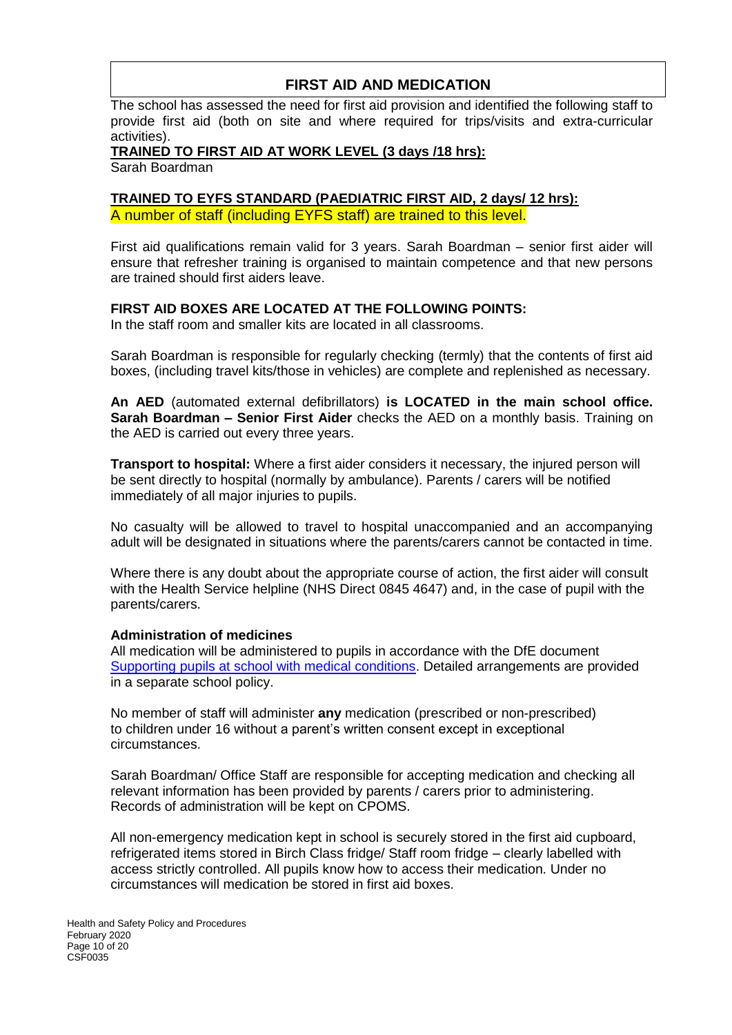## FIRST AID AND MEDICATION

The school has assessed the need for first aid provision and identified the following staff to provide first aid (both on site and where required for trips/visits and extra-curricular activities).

**TRAINED TO FIRST AID AT WORK LEVEL (3 days /18 hrs):**

Sarah Boardman

**TRAINED TO EYFS STANDARD (PAEDIATRIC FIRST AID, 2 days/ 12 hrs):**

A number of staff (including EYFS staff) are trained to this level.

First aid qualifications remain valid for 3 years. Sarah Boardman – senior first aider will ensure that refresher training is organised to maintain competence and that new persons are trained should first aiders leave.

**FIRST AID BOXES ARE LOCATED AT THE FOLLOWING POINTS:**

In the staff room and smaller kits are located in all classrooms.

Sarah Boardman is responsible for regularly checking (termly) that the contents of first aid boxes, (including travel kits/those in vehicles) are complete and replenished as necessary.

**An AED** (automated external defibrillators) **is LOCATED in the main school office. Sarah Boardman – Senior First Aider** checks the AED on a monthly basis. Training on the AED is carried out every three years.

**Transport to hospital:** Where a first aider considers it necessary, the injured person will be sent directly to hospital (normally by ambulance). Parents / carers will be notified immediately of all major injuries to pupils.

No casualty will be allowed to travel to hospital unaccompanied and an accompanying adult will be designated in situations where the parents/carers cannot be contacted in time.

Where there is any doubt about the appropriate course of action, the first aider will consult with the Health Service helpline (NHS Direct 0845 4647) and, in the case of pupil with the parents/carers.

**Administration of medicines**

All medication will be administered to pupils in accordance with the DfE document Supporting pupils at school with medical conditions. Detailed arrangements are provided in a separate school policy.

No member of staff will administer **any** medication (prescribed or non-prescribed) to children under 16 without a parent's written consent except in exceptional circumstances.

Sarah Boardman/ Office Staff are responsible for accepting medication and checking all relevant information has been provided by parents / carers prior to administering. Records of administration will be kept on CPOMS.

All non-emergency medication kept in school is securely stored in the first aid cupboard, refrigerated items stored in Birch Class fridge/ Staff room fridge – clearly labelled with access strictly controlled. All pupils know how to access their medication. Under no circumstances will medication be stored in first aid boxes.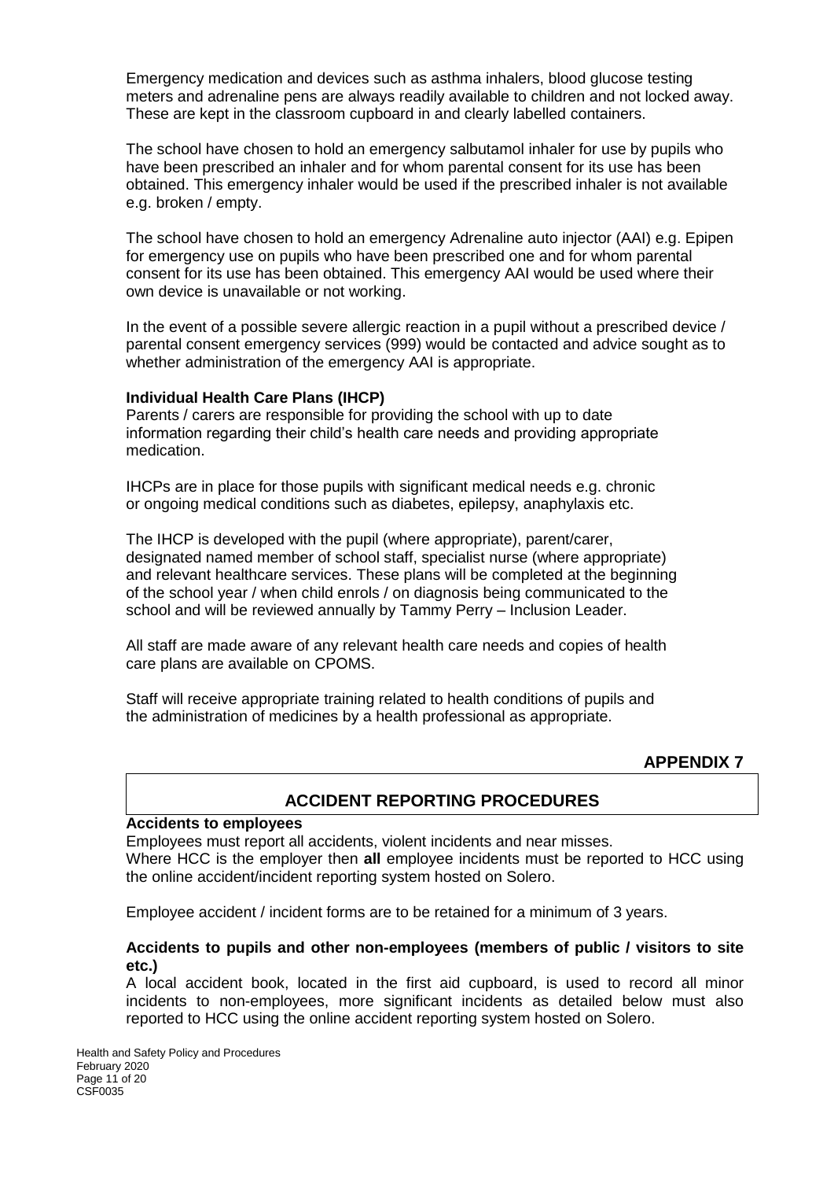Emergency medication and devices such as asthma inhalers, blood glucose testing meters and adrenaline pens are always readily available to children and not locked away. These are kept in the classroom cupboard in and clearly labelled containers.

The school have chosen to hold an emergency salbutamol inhaler for use by pupils who have been prescribed an inhaler and for whom parental consent for its use has been obtained. This emergency inhaler would be used if the prescribed inhaler is not available e.g. broken / empty.

The school have chosen to hold an emergency Adrenaline auto injector (AAI) e.g. Epipen for emergency use on pupils who have been prescribed one and for whom parental consent for its use has been obtained. This emergency AAI would be used where their own device is unavailable or not working.

In the event of a possible severe allergic reaction in a pupil without a prescribed device / parental consent emergency services (999) would be contacted and advice sought as to whether administration of the emergency AAI is appropriate.

**Individual Health Care Plans (IHCP)**

Parents / carers are responsible for providing the school with up to date information regarding their child's health care needs and providing appropriate medication.

IHCPs are in place for those pupils with significant medical needs e.g. chronic or ongoing medical conditions such as diabetes, epilepsy, anaphylaxis etc.

The IHCP is developed with the pupil (where appropriate), parent/carer, designated named member of school staff, specialist nurse (where appropriate) and relevant healthcare services. These plans will be completed at the beginning of the school year / when child enrols / on diagnosis being communicated to the school and will be reviewed annually by Tammy Perry – Inclusion Leader.

All staff are made aware of any relevant health care needs and copies of health care plans are available on CPOMS.

Staff will receive appropriate training related to health conditions of pupils and the administration of medicines by a health professional as appropriate.

## APPENDIX 7

## ACCIDENT REPORTING PROCEDURES

**Accidents to employees**

Employees must report all accidents, violent incidents and near misses.
Where HCC is the employer then **all** employee incidents must be reported to HCC using the online accident/incident reporting system hosted on Solero.

Employee accident / incident forms are to be retained for a minimum of 3 years.

**Accidents to pupils and other non-employees (members of public / visitors to site etc.)**

A local accident book, located in the first aid cupboard, is used to record all minor incidents to non-employees, more significant incidents as detailed below must also reported to HCC using the online accident reporting system hosted on Solero.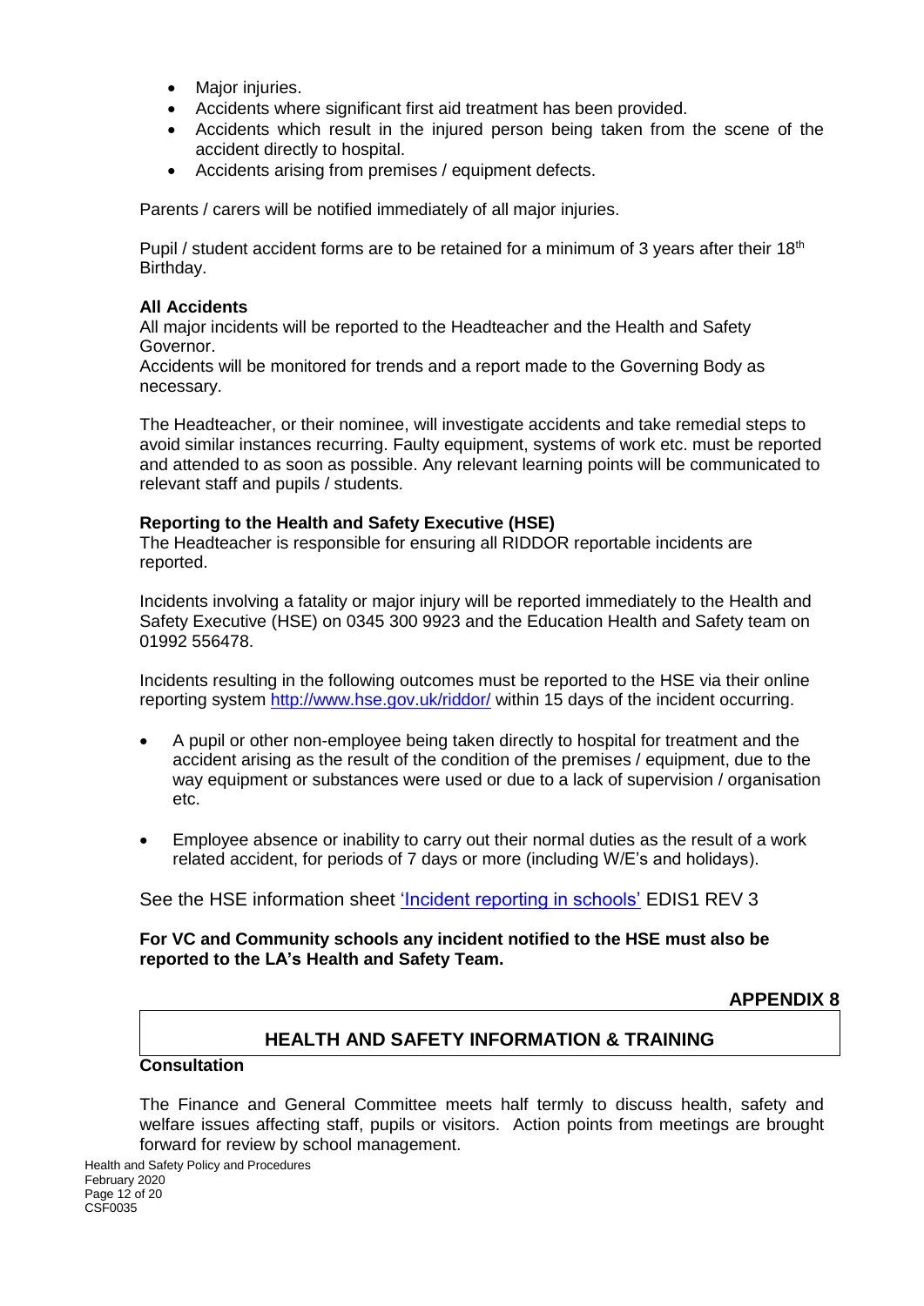- Major injuries.
- Accidents where significant first aid treatment has been provided.
- Accidents which result in the injured person being taken from the scene of the accident directly to hospital.
- Accidents arising from premises / equipment defects.

Parents / carers will be notified immediately of all major injuries.

Pupil / student accident forms are to be retained for a minimum of 3 years after their 18th Birthday.

**All Accidents**

All major incidents will be reported to the Headteacher and the Health and Safety Governor.

Accidents will be monitored for trends and a report made to the Governing Body as necessary.

The Headteacher, or their nominee, will investigate accidents and take remedial steps to avoid similar instances recurring. Faulty equipment, systems of work etc. must be reported and attended to as soon as possible. Any relevant learning points will be communicated to relevant staff and pupils / students.

**Reporting to the Health and Safety Executive (HSE)**

The Headteacher is responsible for ensuring all RIDDOR reportable incidents are reported.

Incidents involving a fatality or major injury will be reported immediately to the Health and Safety Executive (HSE) on 0345 300 9923 and the Education Health and Safety team on 01992 556478.

Incidents resulting in the following outcomes must be reported to the HSE via their online reporting system http://www.hse.gov.uk/riddor/ within 15 days of the incident occurring.

- A pupil or other non-employee being taken directly to hospital for treatment and the accident arising as the result of the condition of the premises / equipment, due to the way equipment or substances were used or due to a lack of supervision / organisation etc.

- Employee absence or inability to carry out their normal duties as the result of a work related accident, for periods of 7 days or more (including W/E's and holidays).

See the HSE information sheet 'Incident reporting in schools' EDIS1 REV 3

**For VC and Community schools any incident notified to the HSE must also be reported to the LA's Health and Safety Team.**

**APPENDIX 8**

## HEALTH AND SAFETY INFORMATION & TRAINING

**Consultation**

The Finance and General Committee meets half termly to discuss health, safety and welfare issues affecting staff, pupils or visitors. Action points from meetings are brought forward for review by school management.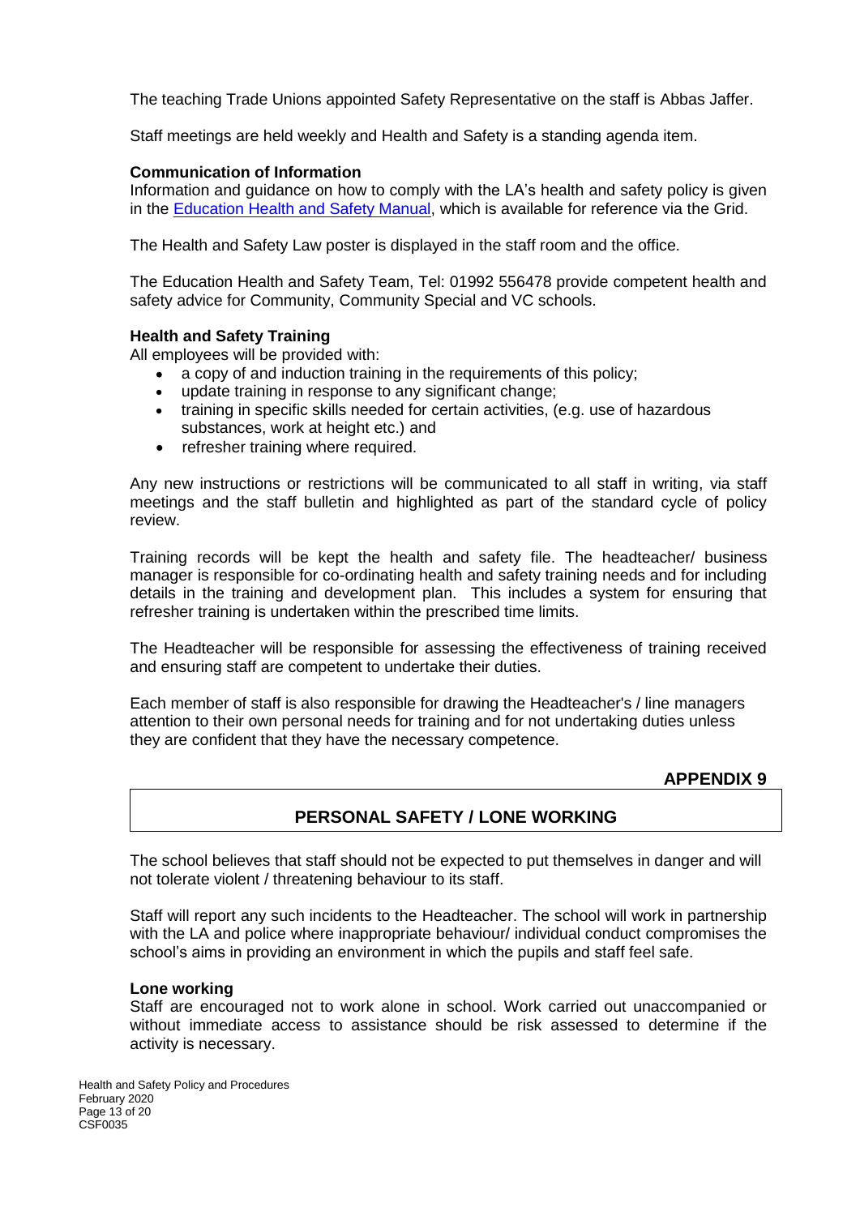The teaching Trade Unions appointed Safety Representative on the staff is Abbas Jaffer.

Staff meetings are held weekly and Health and Safety is a standing agenda item.

**Communication of Information**

Information and guidance on how to comply with the LA's health and safety policy is given in the Education Health and Safety Manual, which is available for reference via the Grid.

The Health and Safety Law poster is displayed in the staff room and the office.

The Education Health and Safety Team, Tel: 01992 556478 provide competent health and safety advice for Community, Community Special and VC schools.

**Health and Safety Training**

All employees will be provided with:

- a copy of and induction training in the requirements of this policy;
- update training in response to any significant change;
- training in specific skills needed for certain activities, (e.g. use of hazardous substances, work at height etc.) and
- refresher training where required.

Any new instructions or restrictions will be communicated to all staff in writing, via staff meetings and the staff bulletin and highlighted as part of the standard cycle of policy review.

Training records will be kept the health and safety file. The headteacher/ business manager is responsible for co-ordinating health and safety training needs and for including details in the training and development plan. This includes a system for ensuring that refresher training is undertaken within the prescribed time limits.

The Headteacher will be responsible for assessing the effectiveness of training received and ensuring staff are competent to undertake their duties.

Each member of staff is also responsible for drawing the Headteacher's / line managers attention to their own personal needs for training and for not undertaking duties unless they are confident that they have the necessary competence.

**APPENDIX 9**

## PERSONAL SAFETY / LONE WORKING

The school believes that staff should not be expected to put themselves in danger and will not tolerate violent / threatening behaviour to its staff.

Staff will report any such incidents to the Headteacher. The school will work in partnership with the LA and police where inappropriate behaviour/ individual conduct compromises the school's aims in providing an environment in which the pupils and staff feel safe.

**Lone working**

Staff are encouraged not to work alone in school. Work carried out unaccompanied or without immediate access to assistance should be risk assessed to determine if the activity is necessary.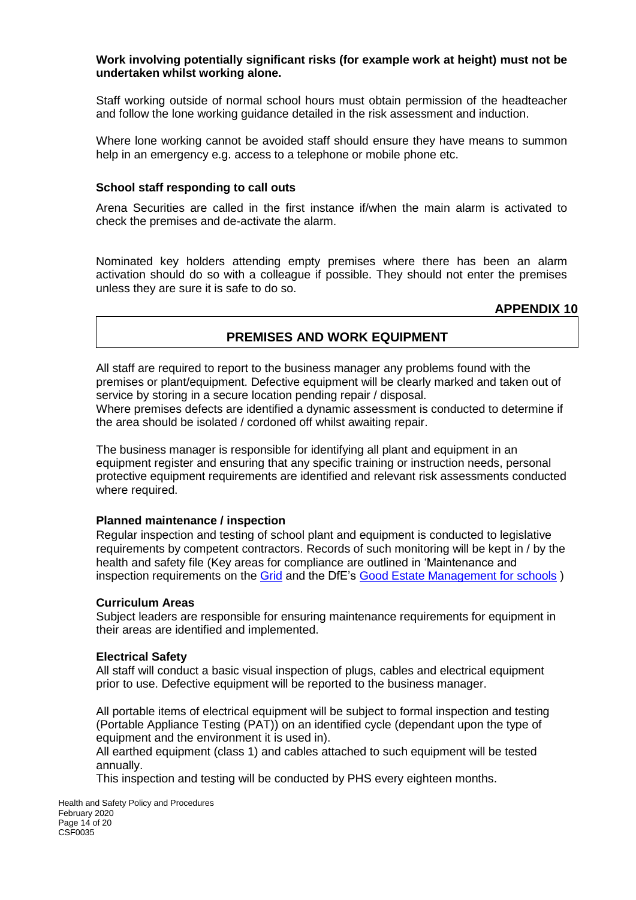**Work involving potentially significant risks (for example work at height) must not be undertaken whilst working alone.**

Staff working outside of normal school hours must obtain permission of the headteacher and follow the lone working guidance detailed in the risk assessment and induction.

Where lone working cannot be avoided staff should ensure they have means to summon help in an emergency e.g. access to a telephone or mobile phone etc.

**School staff responding to call outs**

Arena Securities are called in the first instance if/when the main alarm is activated to check the premises and de-activate the alarm.

Nominated key holders attending empty premises where there has been an alarm activation should do so with a colleague if possible. They should not enter the premises unless they are sure it is safe to do so.

**APPENDIX 10**

## PREMISES AND WORK EQUIPMENT

All staff are required to report to the business manager any problems found with the premises or plant/equipment. Defective equipment will be clearly marked and taken out of service by storing in a secure location pending repair / disposal.
Where premises defects are identified a dynamic assessment is conducted to determine if the area should be isolated / cordoned off whilst awaiting repair.

The business manager is responsible for identifying all plant and equipment in an equipment register and ensuring that any specific training or instruction needs, personal protective equipment requirements are identified and relevant risk assessments conducted where required.

**Planned maintenance / inspection**
Regular inspection and testing of school plant and equipment is conducted to legislative requirements by competent contractors. Records of such monitoring will be kept in / by the health and safety file (Key areas for compliance are outlined in 'Maintenance and inspection requirements on the Grid and the DfE's Good Estate Management for schools )

**Curriculum Areas**
Subject leaders are responsible for ensuring maintenance requirements for equipment in their areas are identified and implemented.

**Electrical Safety**
All staff will conduct a basic visual inspection of plugs, cables and electrical equipment prior to use. Defective equipment will be reported to the business manager.

All portable items of electrical equipment will be subject to formal inspection and testing (Portable Appliance Testing (PAT)) on an identified cycle (dependant upon the type of equipment and the environment it is used in).
All earthed equipment (class 1) and cables attached to such equipment will be tested annually.
This inspection and testing will be conducted by PHS every eighteen months.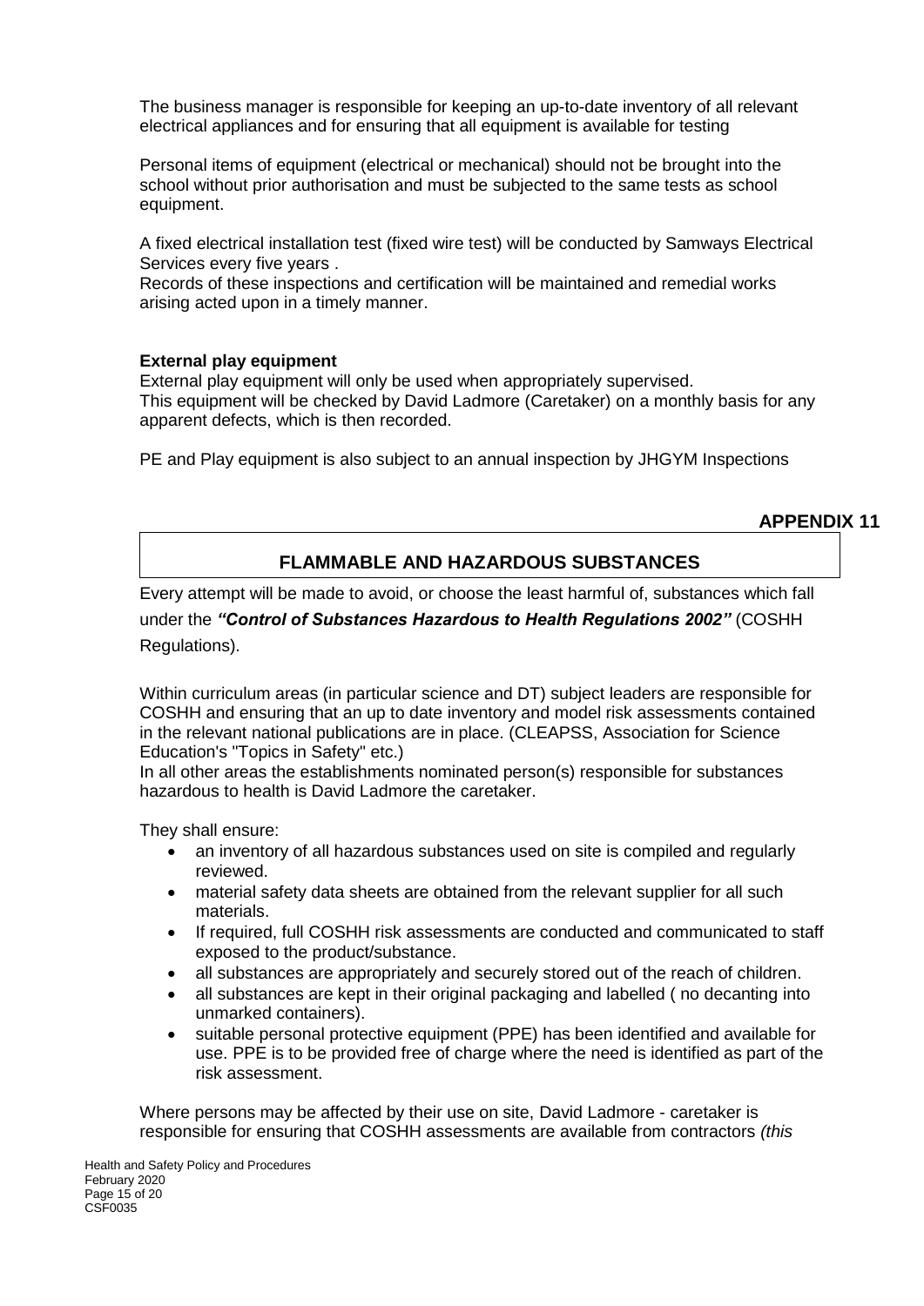The business manager is responsible for keeping an up-to-date inventory of all relevant electrical appliances and for ensuring that all equipment is available for testing

Personal items of equipment (electrical or mechanical) should not be brought into the school without prior authorisation and must be subjected to the same tests as school equipment.

A fixed electrical installation test (fixed wire test) will be conducted by Samways Electrical Services every five years .
Records of these inspections and certification will be maintained and remedial works arising acted upon in a timely manner.

**External play equipment**
External play equipment will only be used when appropriately supervised.
This equipment will be checked by David Ladmore (Caretaker) on a monthly basis for any apparent defects, which is then recorded.

PE and Play equipment is also subject to an annual inspection by JHGYM Inspections

**APPENDIX 11**

## FLAMMABLE AND HAZARDOUS SUBSTANCES

Every attempt will be made to avoid, or choose the least harmful of, substances which fall under the ***"Control of Substances Hazardous to Health Regulations 2002"*** (COSHH Regulations).

Within curriculum areas (in particular science and DT) subject leaders are responsible for COSHH and ensuring that an up to date inventory and model risk assessments contained in the relevant national publications are in place. (CLEAPSS, Association for Science Education's "Topics in Safety" etc.)
In all other areas the establishments nominated person(s) responsible for substances hazardous to health is David Ladmore the caretaker.

They shall ensure:

- an inventory of all hazardous substances used on site is compiled and regularly reviewed.
- material safety data sheets are obtained from the relevant supplier for all such materials.
- If required, full COSHH risk assessments are conducted and communicated to staff exposed to the product/substance.
- all substances are appropriately and securely stored out of the reach of children.
- all substances are kept in their original packaging and labelled ( no decanting into unmarked containers).
- suitable personal protective equipment (PPE) has been identified and available for use. PPE is to be provided free of charge where the need is identified as part of the risk assessment.

Where persons may be affected by their use on site, David Ladmore - caretaker is responsible for ensuring that COSHH assessments are available from contractors *(this*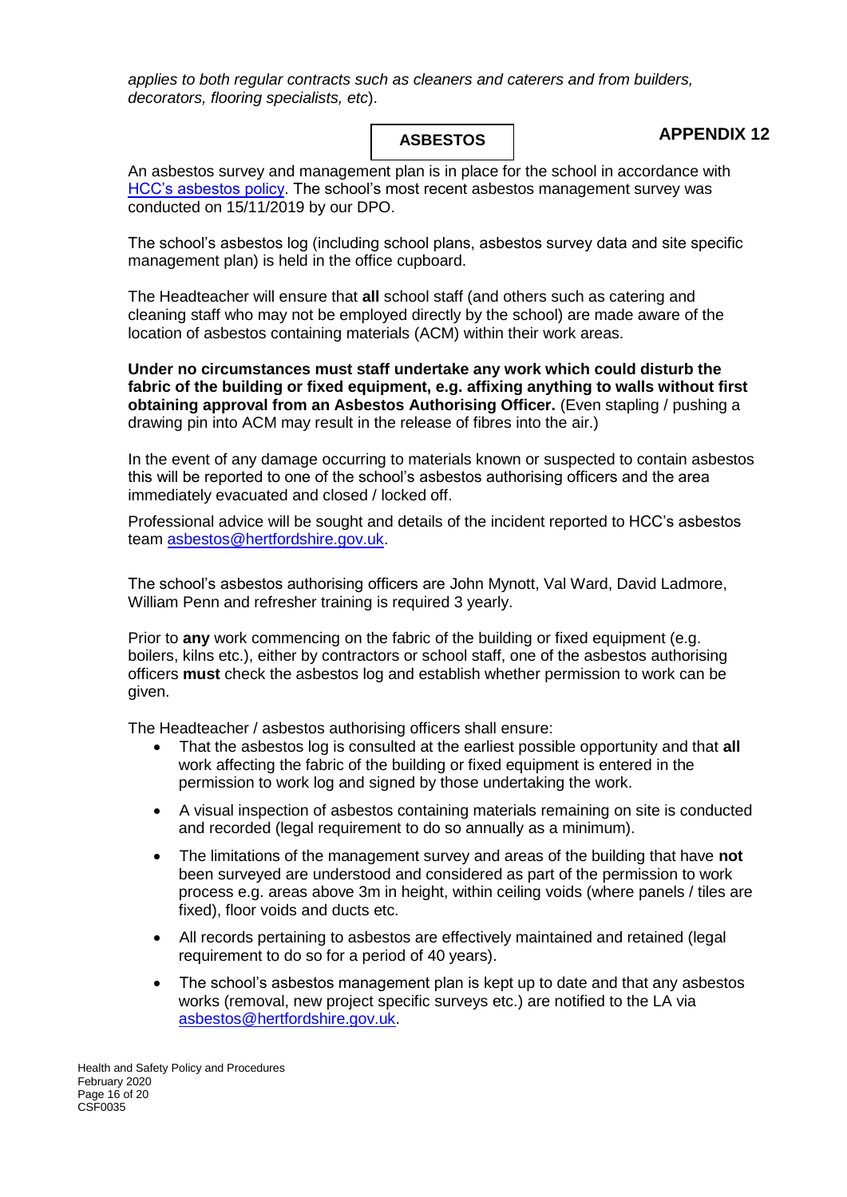*applies to both regular contracts such as cleaners and caterers and from builders, decorators, flooring specialists, etc*).

## ASBESTOS

## APPENDIX 12

An asbestos survey and management plan is in place for the school in accordance with HCC's asbestos policy. The school's most recent asbestos management survey was conducted on 15/11/2019 by our DPO.

The school's asbestos log (including school plans, asbestos survey data and site specific management plan) is held in the office cupboard.

The Headteacher will ensure that **all** school staff (and others such as catering and cleaning staff who may not be employed directly by the school) are made aware of the location of asbestos containing materials (ACM) within their work areas.

**Under no circumstances must staff undertake any work which could disturb the fabric of the building or fixed equipment, e.g. affixing anything to walls without first obtaining approval from an Asbestos Authorising Officer.** (Even stapling / pushing a drawing pin into ACM may result in the release of fibres into the air.)

In the event of any damage occurring to materials known or suspected to contain asbestos this will be reported to one of the school's asbestos authorising officers and the area immediately evacuated and closed / locked off.

Professional advice will be sought and details of the incident reported to HCC's asbestos team asbestos@hertfordshire.gov.uk.

The school's asbestos authorising officers are John Mynott, Val Ward, David Ladmore, William Penn and refresher training is required 3 yearly.

Prior to **any** work commencing on the fabric of the building or fixed equipment (e.g. boilers, kilns etc.), either by contractors or school staff, one of the asbestos authorising officers **must** check the asbestos log and establish whether permission to work can be given.

The Headteacher / asbestos authorising officers shall ensure:

- That the asbestos log is consulted at the earliest possible opportunity and that **all** work affecting the fabric of the building or fixed equipment is entered in the permission to work log and signed by those undertaking the work.
- A visual inspection of asbestos containing materials remaining on site is conducted and recorded (legal requirement to do so annually as a minimum).
- The limitations of the management survey and areas of the building that have **not** been surveyed are understood and considered as part of the permission to work process e.g. areas above 3m in height, within ceiling voids (where panels / tiles are fixed), floor voids and ducts etc.
- All records pertaining to asbestos are effectively maintained and retained (legal requirement to do so for a period of 40 years).
- The school's asbestos management plan is kept up to date and that any asbestos works (removal, new project specific surveys etc.) are notified to the LA via asbestos@hertfordshire.gov.uk.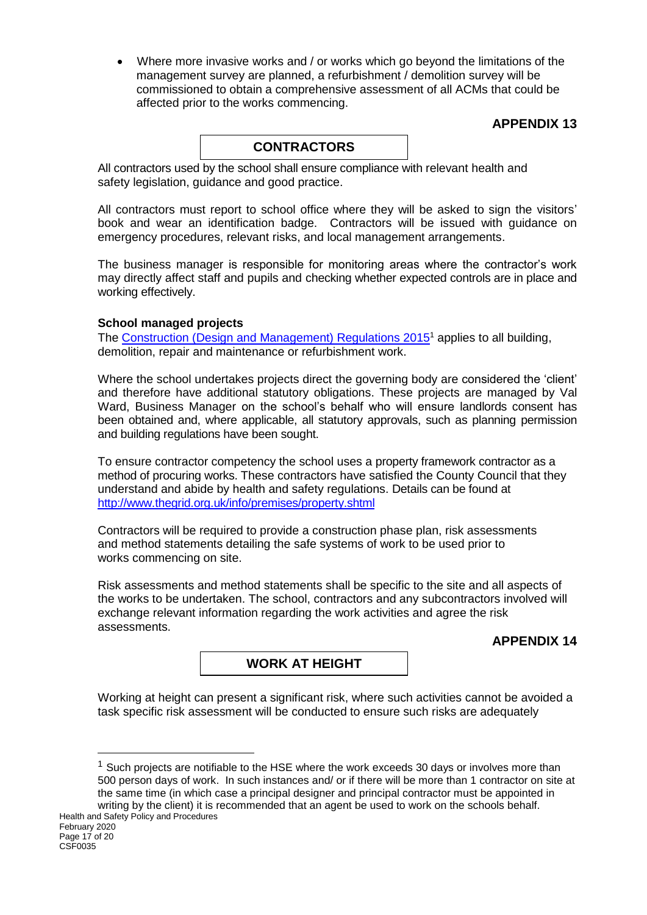- Where more invasive works and / or works which go beyond the limitations of the management survey are planned, a refurbishment / demolition survey will be commissioned to obtain a comprehensive assessment of all ACMs that could be affected prior to the works commencing.

**APPENDIX 13**

## CONTRACTORS

All contractors used by the school shall ensure compliance with relevant health and safety legislation, guidance and good practice.

All contractors must report to school office where they will be asked to sign the visitors' book and wear an identification badge. Contractors will be issued with guidance on emergency procedures, relevant risks, and local management arrangements.

The business manager is responsible for monitoring areas where the contractor's work may directly affect staff and pupils and checking whether expected controls are in place and working effectively.

### School managed projects

The [Construction (Design and Management) Regulations 2015][1] applies to all building, demolition, repair and maintenance or refurbishment work.

Where the school undertakes projects direct the governing body are considered the 'client' and therefore have additional statutory obligations. These projects are managed by Val Ward, Business Manager on the school's behalf who will ensure landlords consent has been obtained and, where applicable, all statutory approvals, such as planning permission and building regulations have been sought.

To ensure contractor competency the school uses a property framework contractor as a method of procuring works. These contractors have satisfied the County Council that they understand and abide by health and safety regulations. Details can be found at http://www.thegrid.org.uk/info/premises/property.shtml

Contractors will be required to provide a construction phase plan, risk assessments and method statements detailing the safe systems of work to be used prior to works commencing on site.

Risk assessments and method statements shall be specific to the site and all aspects of the works to be undertaken. The school, contractors and any subcontractors involved will exchange relevant information regarding the work activities and agree the risk assessments.

**APPENDIX 14**

## WORK AT HEIGHT

Working at height can present a significant risk, where such activities cannot be avoided a task specific risk assessment will be conducted to ensure such risks are adequately

---

[1] Such projects are notifiable to the HSE where the work exceeds 30 days or involves more than 500 person days of work. In such instances and/ or if there will be more than 1 contractor on site at the same time (in which case a principal designer and principal contractor must be appointed in writing by the client) it is recommended that an agent be used to work on the schools behalf.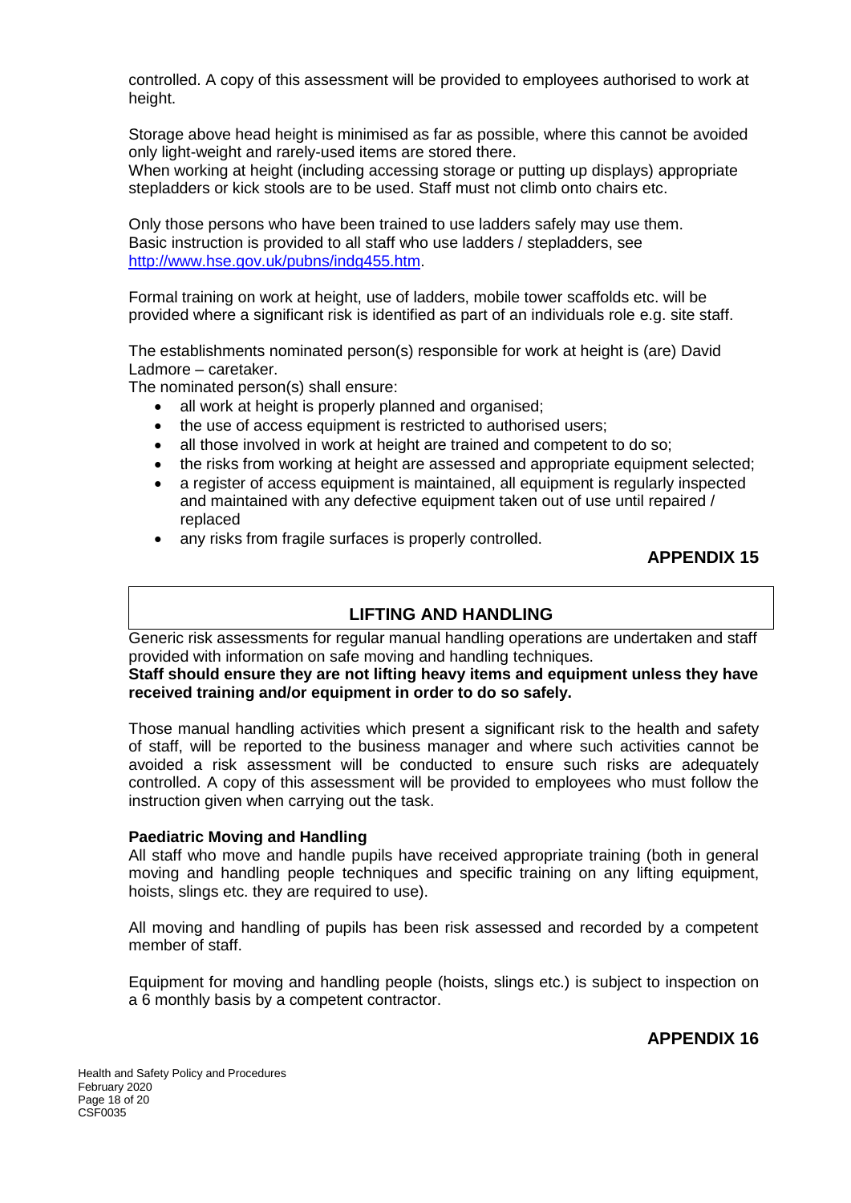controlled. A copy of this assessment will be provided to employees authorised to work at height.

Storage above head height is minimised as far as possible, where this cannot be avoided only light-weight and rarely-used items are stored there.
When working at height (including accessing storage or putting up displays) appropriate stepladders or kick stools are to be used. Staff must not climb onto chairs etc.

Only those persons who have been trained to use ladders safely may use them.
Basic instruction is provided to all staff who use ladders / stepladders, see http://www.hse.gov.uk/pubns/indg455.htm.

Formal training on work at height, use of ladders, mobile tower scaffolds etc. will be provided where a significant risk is identified as part of an individuals role e.g. site staff.

The establishments nominated person(s) responsible for work at height is (are) David Ladmore – caretaker.
The nominated person(s) shall ensure:

- all work at height is properly planned and organised;
- the use of access equipment is restricted to authorised users;
- all those involved in work at height are trained and competent to do so;
- the risks from working at height are assessed and appropriate equipment selected;
- a register of access equipment is maintained, all equipment is regularly inspected and maintained with any defective equipment taken out of use until repaired / replaced
- any risks from fragile surfaces is properly controlled.

**APPENDIX 15**

## LIFTING AND HANDLING

Generic risk assessments for regular manual handling operations are undertaken and staff provided with information on safe moving and handling techniques.
**Staff should ensure they are not lifting heavy items and equipment unless they have received training and/or equipment in order to do so safely.**

Those manual handling activities which present a significant risk to the health and safety of staff, will be reported to the business manager and where such activities cannot be avoided a risk assessment will be conducted to ensure such risks are adequately controlled. A copy of this assessment will be provided to employees who must follow the instruction given when carrying out the task.

**Paediatric Moving and Handling**
All staff who move and handle pupils have received appropriate training (both in general moving and handling people techniques and specific training on any lifting equipment, hoists, slings etc. they are required to use).

All moving and handling of pupils has been risk assessed and recorded by a competent member of staff.

Equipment for moving and handling people (hoists, slings etc.) is subject to inspection on a 6 monthly basis by a competent contractor.

**APPENDIX 16**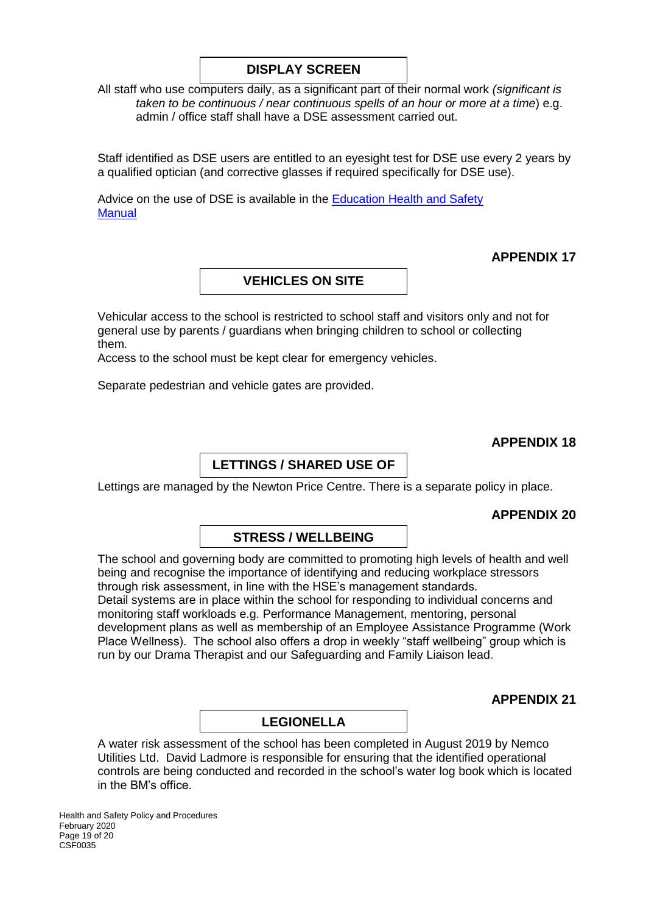## DISPLAY SCREEN

All staff who use computers daily, as a significant part of their normal work *(significant is taken to be continuous / near continuous spells of an hour or more at a time*) e.g. admin / office staff shall have a DSE assessment carried out.

Staff identified as DSE users are entitled to an eyesight test for DSE use every 2 years by a qualified optician (and corrective glasses if required specifically for DSE use).

Advice on the use of DSE is available in the Education Health and Safety Manual

**APPENDIX 17**

## VEHICLES ON SITE

Vehicular access to the school is restricted to school staff and visitors only and not for general use by parents / guardians when bringing children to school or collecting them.
Access to the school must be kept clear for emergency vehicles.

Separate pedestrian and vehicle gates are provided.

**APPENDIX 18**

## LETTINGS / SHARED USE OF

Lettings are managed by the Newton Price Centre. There is a separate policy in place.

**APPENDIX 20**

## STRESS / WELLBEING

The school and governing body are committed to promoting high levels of health and well being and recognise the importance of identifying and reducing workplace stressors through risk assessment, in line with the HSE's management standards.
Detail systems are in place within the school for responding to individual concerns and monitoring staff workloads e.g. Performance Management, mentoring, personal development plans as well as membership of an Employee Assistance Programme (Work Place Wellness). The school also offers a drop in weekly "staff wellbeing" group which is run by our Drama Therapist and our Safeguarding and Family Liaison lead.

**APPENDIX 21**

## LEGIONELLA

A water risk assessment of the school has been completed in August 2019 by Nemco Utilities Ltd. David Ladmore is responsible for ensuring that the identified operational controls are being conducted and recorded in the school's water log book which is located in the BM's office.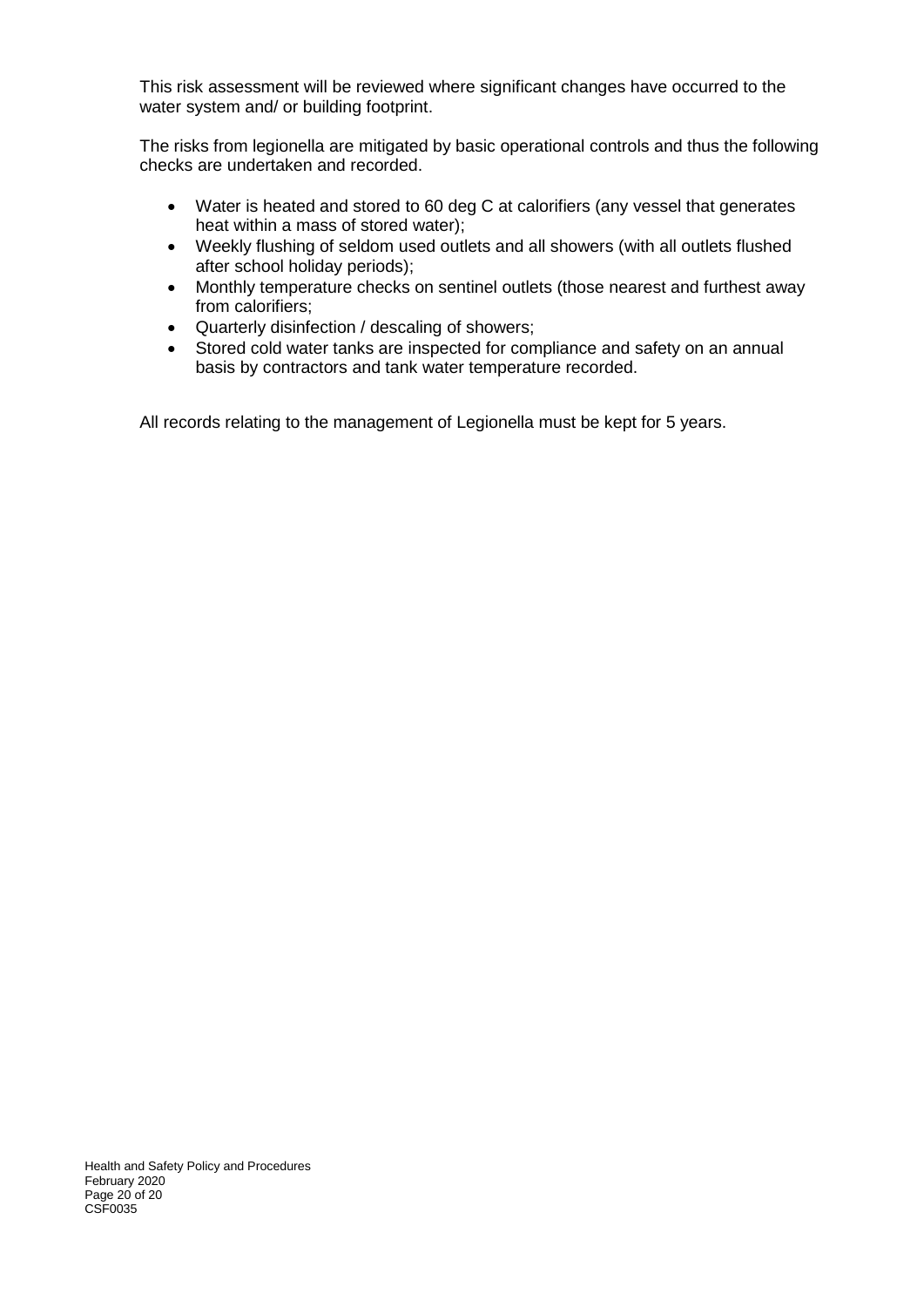This risk assessment will be reviewed where significant changes have occurred to the water system and/ or building footprint.

The risks from legionella are mitigated by basic operational controls and thus the following checks are undertaken and recorded.

- Water is heated and stored to 60 deg C at calorifiers (any vessel that generates heat within a mass of stored water);
- Weekly flushing of seldom used outlets and all showers (with all outlets flushed after school holiday periods);
- Monthly temperature checks on sentinel outlets (those nearest and furthest away from calorifiers;
- Quarterly disinfection / descaling of showers;
- Stored cold water tanks are inspected for compliance and safety on an annual basis by contractors and tank water temperature recorded.

All records relating to the management of Legionella must be kept for 5 years.